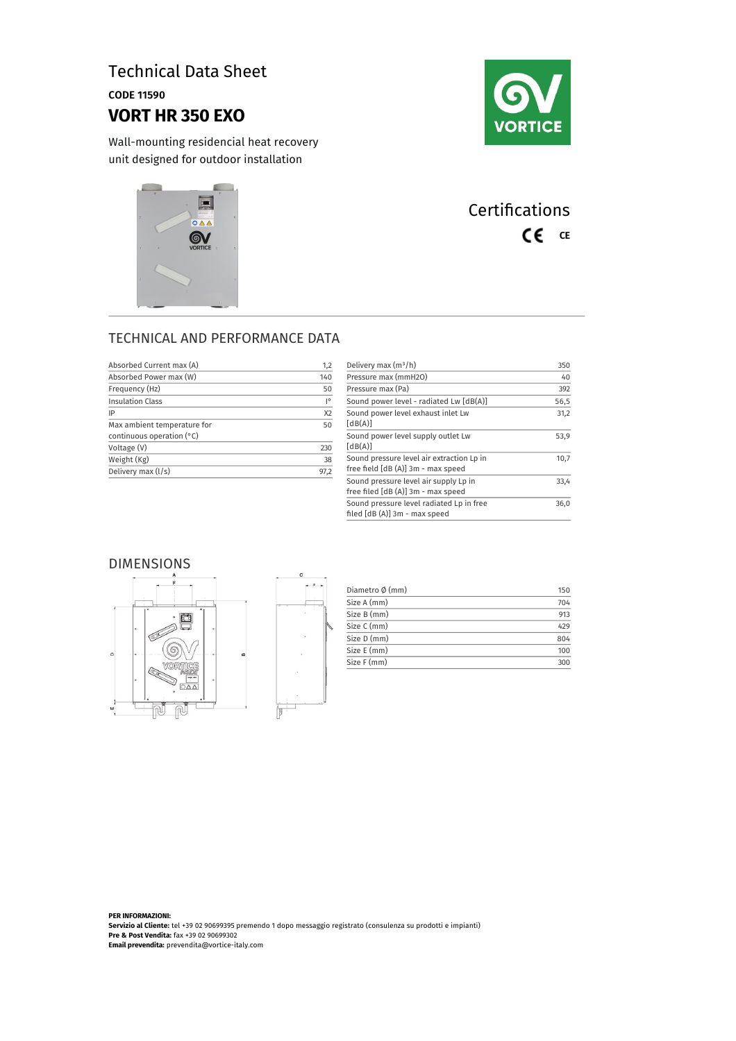# Technical Data Sheet

**CODE 11590**

## VORT HR 350 EXO

Wall-mounting residential heat recovery unit designed for outdoor installation

## Certifications

CE

## TECHNICAL AND PERFORMANCE DATA

| | |
|---|---|
| Absorbed Current max (A) | 1,2 |
| Absorbed Power max (W) | 140 |
| Frequency (Hz) | 50 |
| Insulation Class | I° |
| IP | X2 |
| Max ambient temperature for continuous operation (°C) | 50 |
| Voltage (V) | 230 |
| Weight (Kg) | 38 |
| Delivery max (l/s) | 97,2 |

| | |
|---|---|
| Delivery max ($m^3$/h) | 350 |
| Pressure max (mmH2O) | 40 |
| Pressure max (Pa) | 392 |
| Sound power level - radiated Lw [dB(A)] | 56,5 |
| Sound power level exhaust inlet Lw [dB(A)] | 31,2 |
| Sound power level supply outlet Lw [dB(A)] | 53,9 |
| Sound pressure level air extraction Lp in free field [dB (A)] 3m - max speed | 10,7 |
| Sound pressure level air supply Lp in free filed [dB (A)] 3m - max speed | 33,4 |
| Sound pressure level radiated Lp in free filed [dB (A)] 3m - max speed | 36,0 |

## DIMENSIONS

| | |
|---|---|
| Diametro Ø (mm) | 150 |
| Size A (mm) | 704 |
| Size B (mm) | 913 |
| Size C (mm) | 429 |
| Size D (mm) | 804 |
| Size E (mm) | 100 |
| Size F (mm) | 300 |

**PER INFORMAZIONI:**
**Servizio al Cliente:** tel +39 02 90699395 premendo 1 dopo messaggio registrato (consulenza su prodotti e impianti)
**Pre & Post Vendita:** fax +39 02 90699302
**Email prevendita:** prevendita@vortice-italy.com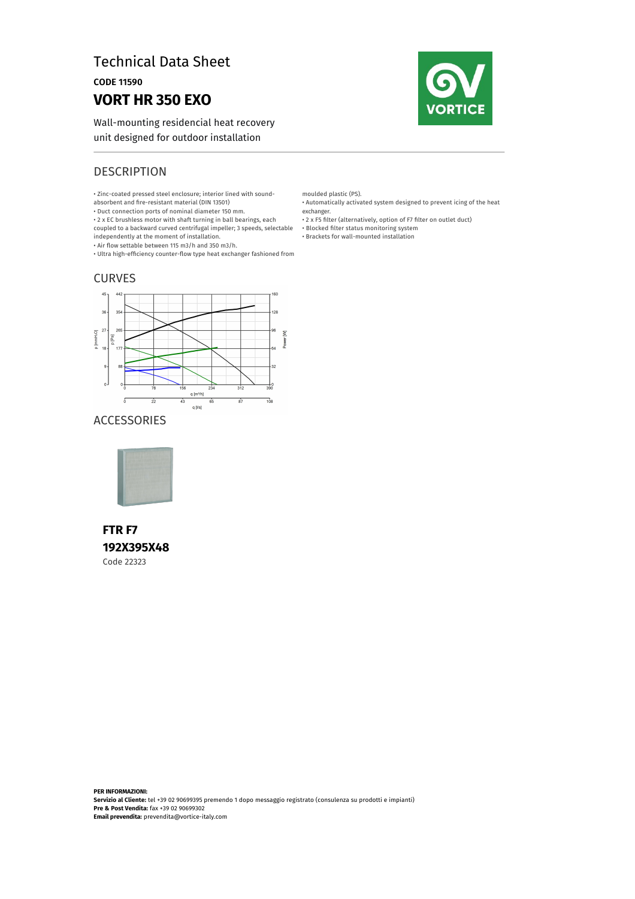# Technical Data Sheet

**CODE 11590**

## VORT HR 350 EXO

Wall-mounting residencial heat recovery unit designed for outdoor installation

## DESCRIPTION

- Zinc-coated pressed steel enclosure; interior lined with sound-absorbent and fire-resistant material (DIN 13501)
- Duct connection ports of nominal diameter 150 mm.
- 2 x EC brushless motor with shaft turning in ball bearings, each coupled to a backward curved centrifugal impeller; 3 speeds, selectable independently at the moment of installation.
- Air flow settable between 115 m3/h and 350 m3/h.
- Ultra high-efficiency counter-flow type heat exchanger fashioned from moulded plastic (PS).
- Automatically activated system designed to prevent icing of the heat exchanger.
- 2 x F5 filter (alternatively, option of F7 filter on outlet duct)
- Blocked filter status monitoring system
- Brackets for wall-mounted installation

## CURVES

p [mmH₂O]: 0, 9, 18, 27, 36, 45
p [Pa]: 0, 88, 177, 265, 354, 442
Power [W]: 0, 32, 64, 96, 128, 160
q [m³/h]: 0, 78, 156, 234, 312, 390
q [l/s]: 0, 22, 43, 65, 87, 108

## ACCESSORIES

**FTR F7 192X395X48**
Code 22323

**PER INFORMAZIONI:**
**Servizio al Cliente:** tel +39 02 90699395 premendo 1 dopo messaggio registrato (consulenza su prodotti e impianti)
**Pre & Post Vendita:** fax +39 02 90699302
**Email prevendita:** prevendita@vortice-italy.com